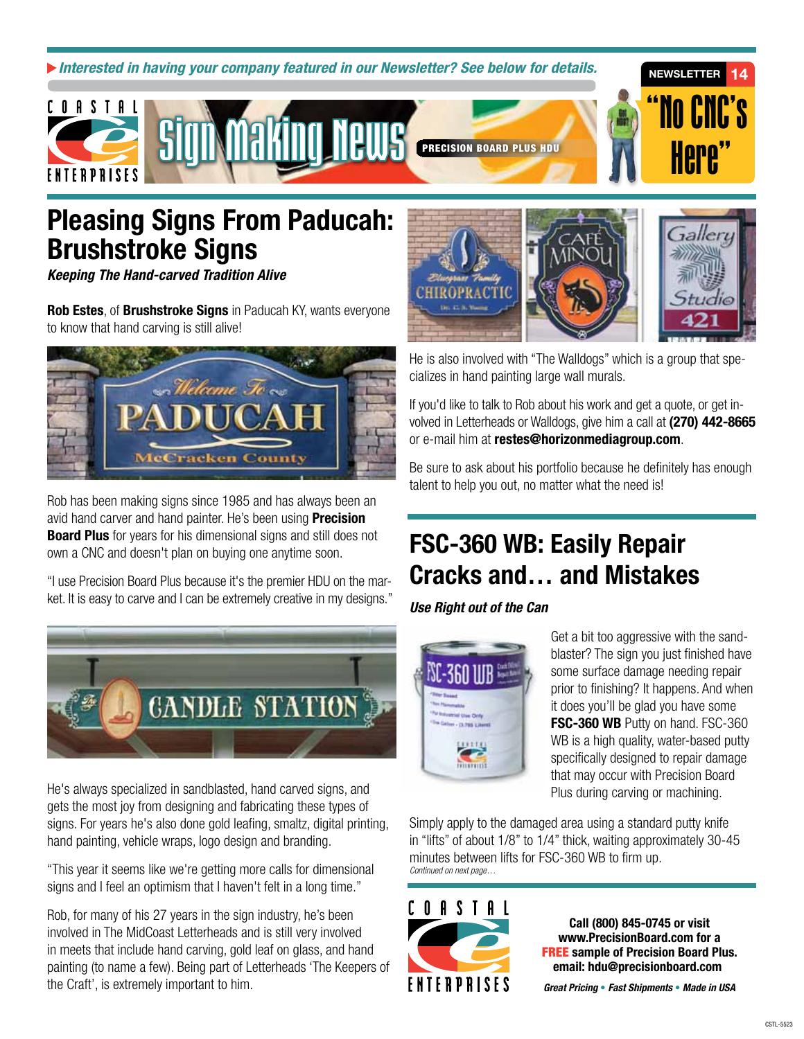▶ *Interested in having your company featured in our Newsletter? See below for details.*

COASTAL ENTERPRISES

# Sign Making News

PRECISION BOARD PLUS HDU

NEWSLETTER 14

"No CNC's Here"

## Pleasing Signs From Paducah: Brushstroke Signs

***Keeping The Hand-carved Tradition Alive***

**Rob Estes**, of **Brushstroke Signs** in Paducah KY, wants everyone to know that hand carving is still alive!

Rob has been making signs since 1985 and has always been an avid hand carver and hand painter. He's been using **Precision Board Plus** for years for his dimensional signs and still does not own a CNC and doesn't plan on buying one anytime soon.

"I use Precision Board Plus because it's the premier HDU on the market. It is easy to carve and I can be extremely creative in my designs."

He's always specialized in sandblasted, hand carved signs, and gets the most joy from designing and fabricating these types of signs. For years he's also done gold leafing, smaltz, digital printing, hand painting, vehicle wraps, logo design and branding.

"This year it seems like we're getting more calls for dimensional signs and I feel an optimism that I haven't felt in a long time."

Rob, for many of his 27 years in the sign industry, he's been involved in The MidCoast Letterheads and is still very involved in meets that include hand carving, gold leaf on glass, and hand painting (to name a few). Being part of Letterheads 'The Keepers of the Craft', is extremely important to him.

He is also involved with "The Walldogs" which is a group that specializes in hand painting large wall murals.

If you'd like to talk to Rob about his work and get a quote, or get involved in Letterheads or Walldogs, give him a call at **(270) 442-8665** or e-mail him at **restes@horizonmediagroup.com**.

Be sure to ask about his portfolio because he definitely has enough talent to help you out, no matter what the need is!

## FSC-360 WB: Easily Repair Cracks and… and Mistakes

***Use Right out of the Can***

Get a bit too aggressive with the sandblaster? The sign you just finished have some surface damage needing repair prior to finishing? It happens. And when it does you'll be glad you have some **FSC-360 WB** Putty on hand. FSC-360 WB is a high quality, water-based putty specifically designed to repair damage that may occur with Precision Board Plus during carving or machining.

Simply apply to the damaged area using a standard putty knife in "lifts" of about 1/8" to 1/4" thick, waiting approximately 30-45 minutes between lifts for FSC-360 WB to firm up.

*Continued on next page…*

COASTAL ENTERPRISES

**Call (800) 845-0745 or visit www.PrecisionBoard.com for a FREE sample of Precision Board Plus. email: hdu@precisionboard.com**

***Great Pricing • Fast Shipments • Made in USA***

CSTL-5523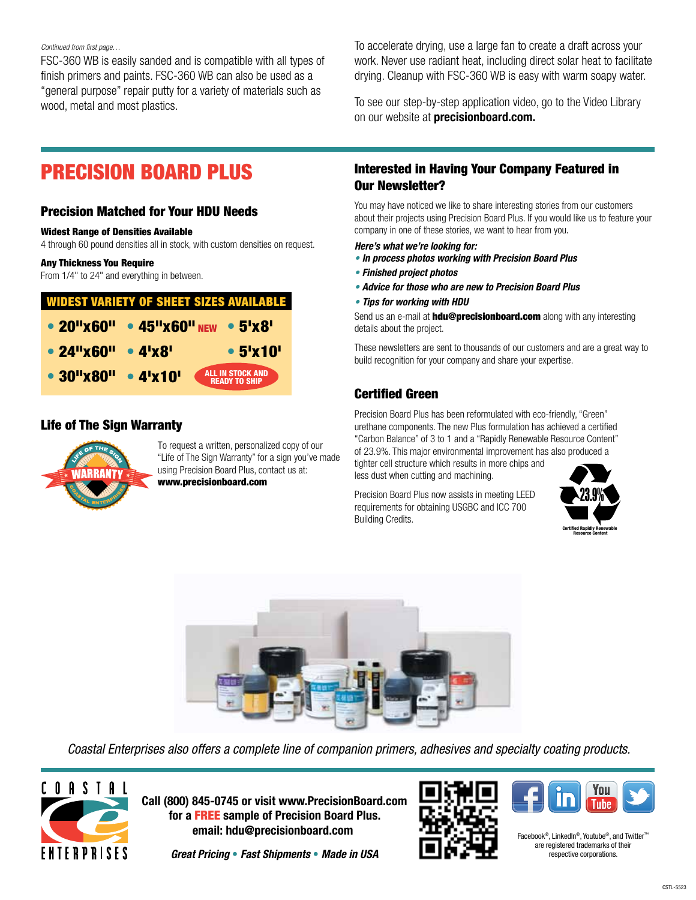*Continued from first page…*

FSC-360 WB is easily sanded and is compatible with all types of finish primers and paints. FSC-360 WB can also be used as a “general purpose” repair putty for a variety of materials such as wood, metal and most plastics.

To accelerate drying, use a large fan to create a draft across your work. Never use radiant heat, including direct solar heat to facilitate drying. Cleanup with FSC-360 WB is easy with warm soapy water.

To see our step-by-step application video, go to the Video Library on our website at **precisionboard.com.**

# PRECISION BOARD PLUS

## Precision Matched for Your HDU Needs

**Widest Range of Densities Available**

4 through 60 pound densities all in stock, with custom densities on request.

**Any Thickness You Require**

From 1/4" to 24" and everything in between.

**WIDEST VARIETY OF SHEET SIZES AVAILABLE**

| | | |
|---|---|---|
| • 20"x60" | • 45"x60" NEW | • 5'x8' |
| • 24"x60" | • 4'x8' | • 5'x10' |
| • 30"x80" | • 4'x10' | ALL IN STOCK AND READY TO SHIP |

## Life of The Sign Warranty

LIFE OF THE SIGN WARRANTY COASTAL ENTERPRISES

To request a written, personalized copy of our “Life of The Sign Warranty” for a sign you’ve made using Precision Board Plus, contact us at: **www.precisionboard.com**

## Interested in Having Your Company Featured in Our Newsletter?

You may have noticed we like to share interesting stories from our customers about their projects using Precision Board Plus. If you would like us to feature your company in one of these stories, we want to hear from you.

***Here’s what we’re looking for:***

- ***In process photos working with Precision Board Plus***
- ***Finished project photos***
- ***Advice for those who are new to Precision Board Plus***
- ***Tips for working with HDU***

Send us an e-mail at **hdu@precisionboard.com** along with any interesting details about the project.

These newsletters are sent to thousands of our customers and are a great way to build recognition for your company and share your expertise.

## Certified Green

Precision Board Plus has been reformulated with eco-friendly, “Green” urethane components. The new Plus formulation has achieved a certified “Carbon Balance” of 3 to 1 and a “Rapidly Renewable Resource Content” of 23.9%. This major environmental improvement has also produced a tighter cell structure which results in more chips and less dust when cutting and machining.

Precision Board Plus now assists in meeting LEED requirements for obtaining USGBC and ICC 700 Building Credits.

23.9%
Certified Rapidly Renewable Resource Content

*Coastal Enterprises also offers a complete line of companion primers, adhesives and specialty coating products.*

COASTAL ENTERPRISES

**Call (800) 845-0745 or visit www.PrecisionBoard.com for a FREE sample of Precision Board Plus. email: hdu@precisionboard.com**

***Great Pricing • Fast Shipments • Made in USA***

Facebook®, LinkedIn®, Youtube®, and Twitter™ are registered trademarks of their respective corporations.

CSTL-5523